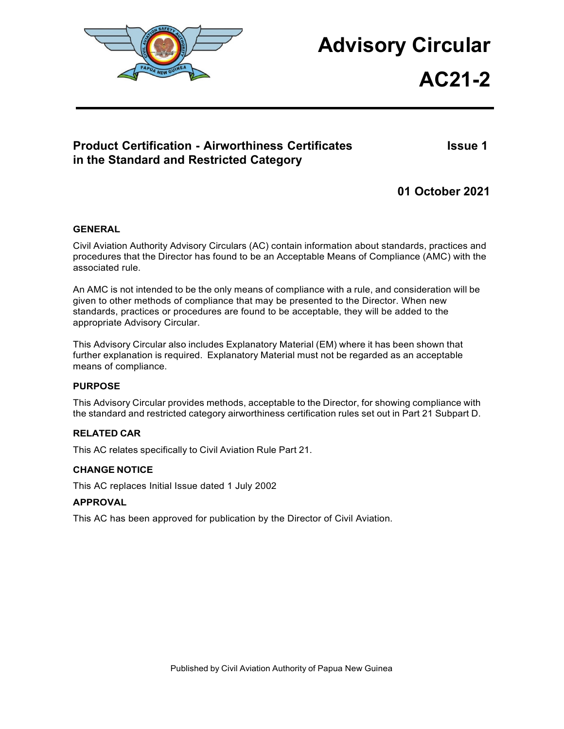# Advisory Circular

# AC21-2

## Product Certification - Airworthiness Certificates in the Standard and Restricted Category

**Issue 1**

**01 October 2021**

### GENERAL

Civil Aviation Authority Advisory Circulars (AC) contain information about standards, practices and procedures that the Director has found to be an Acceptable Means of Compliance (AMC) with the associated rule.

An AMC is not intended to be the only means of compliance with a rule, and consideration will be given to other methods of compliance that may be presented to the Director. When new standards, practices or procedures are found to be acceptable, they will be added to the appropriate Advisory Circular.

This Advisory Circular also includes Explanatory Material (EM) where it has been shown that further explanation is required. Explanatory Material must not be regarded as an acceptable means of compliance.

### PURPOSE

This Advisory Circular provides methods, acceptable to the Director, for showing compliance with the standard and restricted category airworthiness certification rules set out in Part 21 Subpart D.

### RELATED CAR

This AC relates specifically to Civil Aviation Rule Part 21.

### CHANGE NOTICE

This AC replaces Initial Issue dated 1 July 2002

### APPROVAL

This AC has been approved for publication by the Director of Civil Aviation.

Published by Civil Aviation Authority of Papua New Guinea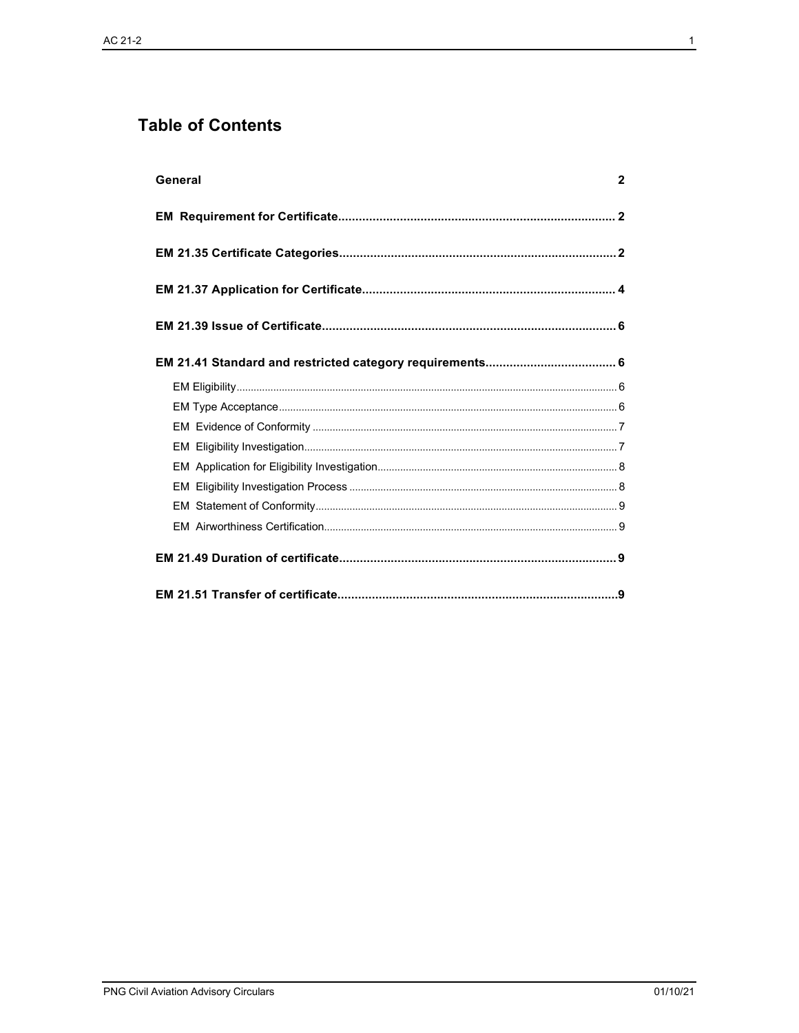# Table of Contents

**General** 2

**EM Requirement for Certificate** 2

**EM 21.35 Certificate Categories** 2

**EM 21.37 Application for Certificate** 4

**EM 21.39 Issue of Certificate** 6

**EM 21.41 Standard and restricted category requirements** 6

- EM Eligibility 6
- EM Type Acceptance 6
- EM Evidence of Conformity 7
- EM Eligibility Investigation 7
- EM Application for Eligibility Investigation 8
- EM Eligibility Investigation Process 8
- EM Statement of Conformity 9
- EM Airworthiness Certification 9

**EM 21.49 Duration of certificate** 9

**EM 21.51 Transfer of certificate** 9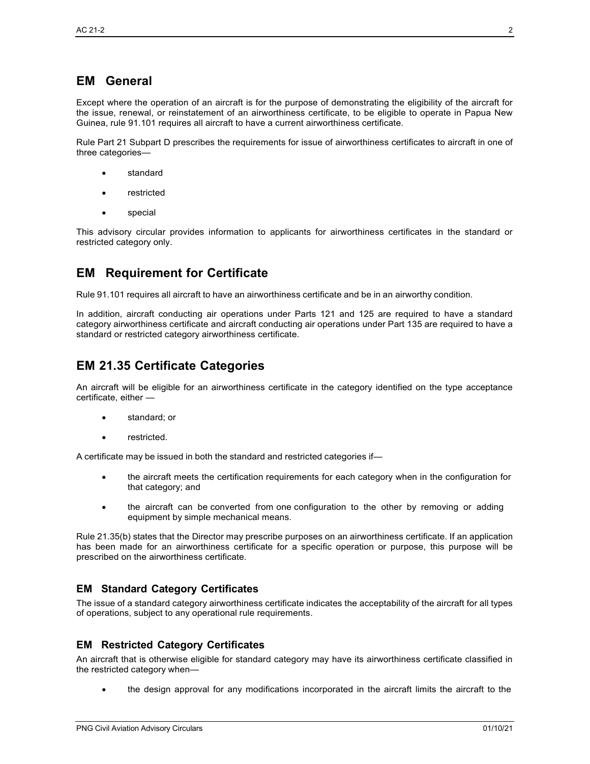## EM General

Except where the operation of an aircraft is for the purpose of demonstrating the eligibility of the aircraft for the issue, renewal, or reinstatement of an airworthiness certificate, to be eligible to operate in Papua New Guinea, rule 91.101 requires all aircraft to have a current airworthiness certificate.

Rule Part 21 Subpart D prescribes the requirements for issue of airworthiness certificates to aircraft in one of three categories—

- standard
- restricted
- special

This advisory circular provides information to applicants for airworthiness certificates in the standard or restricted category only.

## EM Requirement for Certificate

Rule 91.101 requires all aircraft to have an airworthiness certificate and be in an airworthy condition.

In addition, aircraft conducting air operations under Parts 121 and 125 are required to have a standard category airworthiness certificate and aircraft conducting air operations under Part 135 are required to have a standard or restricted category airworthiness certificate.

## EM 21.35 Certificate Categories

An aircraft will be eligible for an airworthiness certificate in the category identified on the type acceptance certificate, either —

- standard; or
- restricted.

A certificate may be issued in both the standard and restricted categories if—

- the aircraft meets the certification requirements for each category when in the configuration for that category; and
- the aircraft can be converted from one configuration to the other by removing or adding equipment by simple mechanical means.

Rule 21.35(b) states that the Director may prescribe purposes on an airworthiness certificate. If an application has been made for an airworthiness certificate for a specific operation or purpose, this purpose will be prescribed on the airworthiness certificate.

### EM Standard Category Certificates

The issue of a standard category airworthiness certificate indicates the acceptability of the aircraft for all types of operations, subject to any operational rule requirements.

### EM Restricted Category Certificates

An aircraft that is otherwise eligible for standard category may have its airworthiness certificate classified in the restricted category when—

- the design approval for any modifications incorporated in the aircraft limits the aircraft to the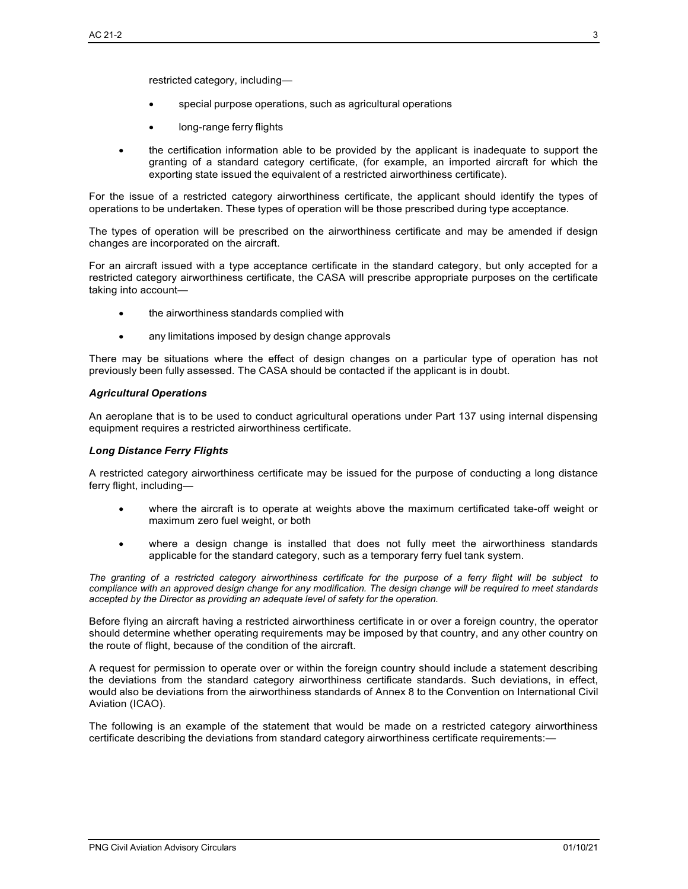restricted category, including—

- special purpose operations, such as agricultural operations
- long-range ferry flights

- the certification information able to be provided by the applicant is inadequate to support the granting of a standard category certificate, (for example, an imported aircraft for which the exporting state issued the equivalent of a restricted airworthiness certificate).

For the issue of a restricted category airworthiness certificate, the applicant should identify the types of operations to be undertaken. These types of operation will be those prescribed during type acceptance.

The types of operation will be prescribed on the airworthiness certificate and may be amended if design changes are incorporated on the aircraft.

For an aircraft issued with a type acceptance certificate in the standard category, but only accepted for a restricted category airworthiness certificate, the CASA will prescribe appropriate purposes on the certificate taking into account—

- the airworthiness standards complied with
- any limitations imposed by design change approvals

There may be situations where the effect of design changes on a particular type of operation has not previously been fully assessed. The CASA should be contacted if the applicant is in doubt.

***Agricultural Operations***

An aeroplane that is to be used to conduct agricultural operations under Part 137 using internal dispensing equipment requires a restricted airworthiness certificate.

***Long Distance Ferry Flights***

A restricted category airworthiness certificate may be issued for the purpose of conducting a long distance ferry flight, including—

- where the aircraft is to operate at weights above the maximum certificated take-off weight or maximum zero fuel weight, or both
- where a design change is installed that does not fully meet the airworthiness standards applicable for the standard category, such as a temporary ferry fuel tank system.

*The granting of a restricted category airworthiness certificate for the purpose of a ferry flight will be subject to compliance with an approved design change for any modification. The design change will be required to meet standards accepted by the Director as providing an adequate level of safety for the operation.*

Before flying an aircraft having a restricted airworthiness certificate in or over a foreign country, the operator should determine whether operating requirements may be imposed by that country, and any other country on the route of flight, because of the condition of the aircraft.

A request for permission to operate over or within the foreign country should include a statement describing the deviations from the standard category airworthiness certificate standards. Such deviations, in effect, would also be deviations from the airworthiness standards of Annex 8 to the Convention on International Civil Aviation (ICAO).

The following is an example of the statement that would be made on a restricted category airworthiness certificate describing the deviations from standard category airworthiness certificate requirements:—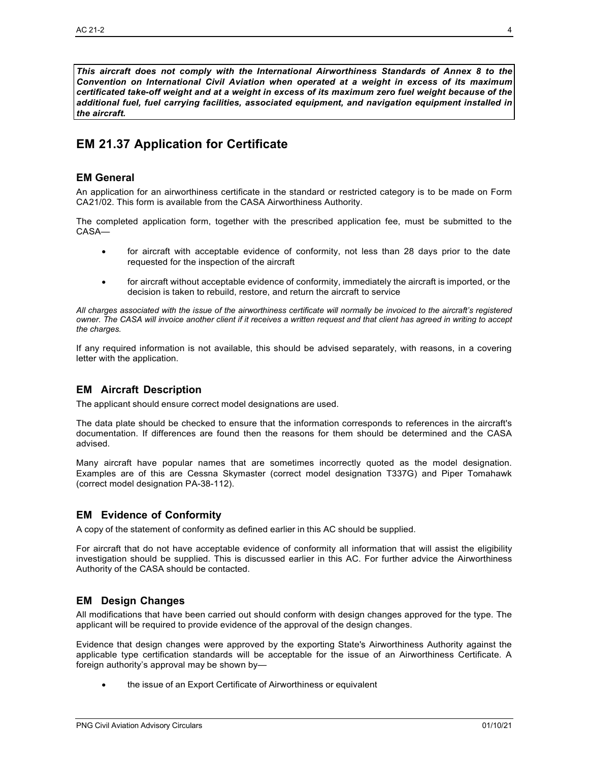***This aircraft does not comply with the International Airworthiness Standards of Annex 8 to the Convention on International Civil Aviation when operated at a weight in excess of its maximum certificated take-off weight and at a weight in excess of its maximum zero fuel weight because of the additional fuel, fuel carrying facilities, associated equipment, and navigation equipment installed in the aircraft.***

# EM 21.37 Application for Certificate

## EM General

An application for an airworthiness certificate in the standard or restricted category is to be made on Form CA21/02. This form is available from the CASA Airworthiness Authority.

The completed application form, together with the prescribed application fee, must be submitted to the CASA—

- for aircraft with acceptable evidence of conformity, not less than 28 days prior to the date requested for the inspection of the aircraft
- for aircraft without acceptable evidence of conformity, immediately the aircraft is imported, or the decision is taken to rebuild, restore, and return the aircraft to service

*All charges associated with the issue of the airworthiness certificate will normally be invoiced to the aircraft's registered owner. The CASA will invoice another client if it receives a written request and that client has agreed in writing to accept the charges.*

If any required information is not available, this should be advised separately, with reasons, in a covering letter with the application.

## EM Aircraft Description

The applicant should ensure correct model designations are used.

The data plate should be checked to ensure that the information corresponds to references in the aircraft's documentation. If differences are found then the reasons for them should be determined and the CASA advised.

Many aircraft have popular names that are sometimes incorrectly quoted as the model designation. Examples are of this are Cessna Skymaster (correct model designation T337G) and Piper Tomahawk (correct model designation PA-38-112).

## EM Evidence of Conformity

A copy of the statement of conformity as defined earlier in this AC should be supplied.

For aircraft that do not have acceptable evidence of conformity all information that will assist the eligibility investigation should be supplied. This is discussed earlier in this AC. For further advice the Airworthiness Authority of the CASA should be contacted.

## EM Design Changes

All modifications that have been carried out should conform with design changes approved for the type. The applicant will be required to provide evidence of the approval of the design changes.

Evidence that design changes were approved by the exporting State's Airworthiness Authority against the applicable type certification standards will be acceptable for the issue of an Airworthiness Certificate. A foreign authority's approval may be shown by—

- the issue of an Export Certificate of Airworthiness or equivalent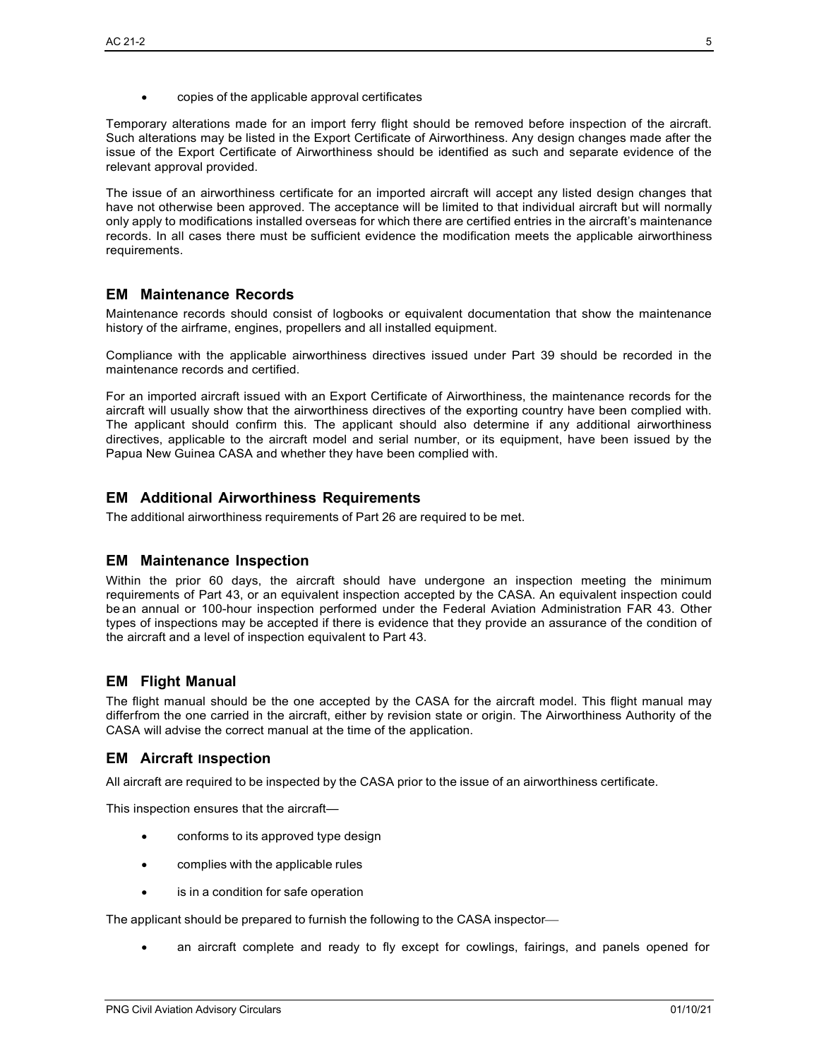- copies of the applicable approval certificates

Temporary alterations made for an import ferry flight should be removed before inspection of the aircraft. Such alterations may be listed in the Export Certificate of Airworthiness. Any design changes made after the issue of the Export Certificate of Airworthiness should be identified as such and separate evidence of the relevant approval provided.

The issue of an airworthiness certificate for an imported aircraft will accept any listed design changes that have not otherwise been approved. The acceptance will be limited to that individual aircraft but will normally only apply to modifications installed overseas for which there are certified entries in the aircraft's maintenance records. In all cases there must be sufficient evidence the modification meets the applicable airworthiness requirements.

## EM Maintenance Records

Maintenance records should consist of logbooks or equivalent documentation that show the maintenance history of the airframe, engines, propellers and all installed equipment.

Compliance with the applicable airworthiness directives issued under Part 39 should be recorded in the maintenance records and certified.

For an imported aircraft issued with an Export Certificate of Airworthiness, the maintenance records for the aircraft will usually show that the airworthiness directives of the exporting country have been complied with. The applicant should confirm this. The applicant should also determine if any additional airworthiness directives, applicable to the aircraft model and serial number, or its equipment, have been issued by the Papua New Guinea CASA and whether they have been complied with.

## EM Additional Airworthiness Requirements

The additional airworthiness requirements of Part 26 are required to be met.

## EM Maintenance Inspection

Within the prior 60 days, the aircraft should have undergone an inspection meeting the minimum requirements of Part 43, or an equivalent inspection accepted by the CASA. An equivalent inspection could be an annual or 100-hour inspection performed under the Federal Aviation Administration FAR 43. Other types of inspections may be accepted if there is evidence that they provide an assurance of the condition of the aircraft and a level of inspection equivalent to Part 43.

## EM Flight Manual

The flight manual should be the one accepted by the CASA for the aircraft model. This flight manual may differfrom the one carried in the aircraft, either by revision state or origin. The Airworthiness Authority of the CASA will advise the correct manual at the time of the application.

## EM Aircraft Inspection

All aircraft are required to be inspected by the CASA prior to the issue of an airworthiness certificate.

This inspection ensures that the aircraft—

- conforms to its approved type design
- complies with the applicable rules
- is in a condition for safe operation

The applicant should be prepared to furnish the following to the CASA inspector—

- an aircraft complete and ready to fly except for cowlings, fairings, and panels opened for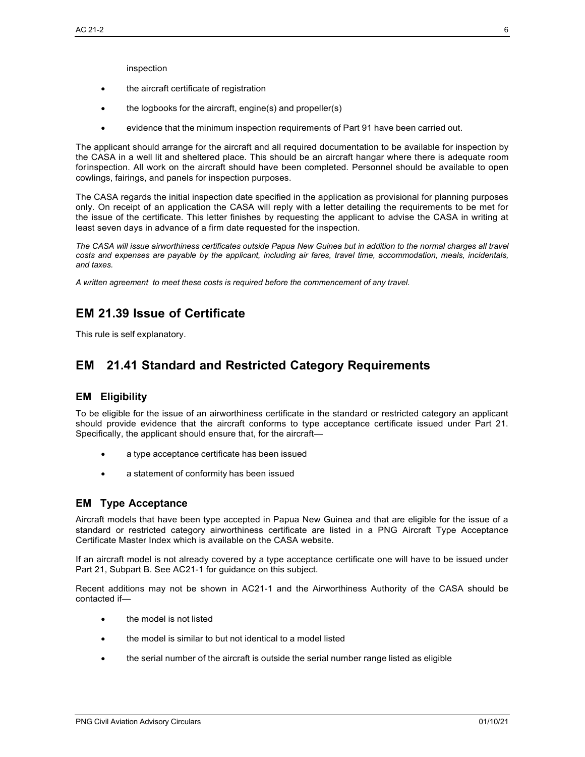inspection

- the aircraft certificate of registration
- the logbooks for the aircraft, engine(s) and propeller(s)
- evidence that the minimum inspection requirements of Part 91 have been carried out.

The applicant should arrange for the aircraft and all required documentation to be available for inspection by the CASA in a well lit and sheltered place. This should be an aircraft hangar where there is adequate room forinspection. All work on the aircraft should have been completed. Personnel should be available to open cowlings, fairings, and panels for inspection purposes.

The CASA regards the initial inspection date specified in the application as provisional for planning purposes only. On receipt of an application the CASA will reply with a letter detailing the requirements to be met for the issue of the certificate. This letter finishes by requesting the applicant to advise the CASA in writing at least seven days in advance of a firm date requested for the inspection.

*The CASA will issue airworthiness certificates outside Papua New Guinea but in addition to the normal charges all travel costs and expenses are payable by the applicant, including air fares, travel time, accommodation, meals, incidentals, and taxes.*

*A written agreement to meet these costs is required before the commencement of any travel.*

## EM 21.39 Issue of Certificate

This rule is self explanatory.

## EM 21.41 Standard and Restricted Category Requirements

### EM Eligibility

To be eligible for the issue of an airworthiness certificate in the standard or restricted category an applicant should provide evidence that the aircraft conforms to type acceptance certificate issued under Part 21. Specifically, the applicant should ensure that, for the aircraft—

- a type acceptance certificate has been issued
- a statement of conformity has been issued

### EM Type Acceptance

Aircraft models that have been type accepted in Papua New Guinea and that are eligible for the issue of a standard or restricted category airworthiness certificate are listed in a PNG Aircraft Type Acceptance Certificate Master Index which is available on the CASA website.

If an aircraft model is not already covered by a type acceptance certificate one will have to be issued under Part 21, Subpart B. See AC21-1 for guidance on this subject.

Recent additions may not be shown in AC21-1 and the Airworthiness Authority of the CASA should be contacted if—

- the model is not listed
- the model is similar to but not identical to a model listed
- the serial number of the aircraft is outside the serial number range listed as eligible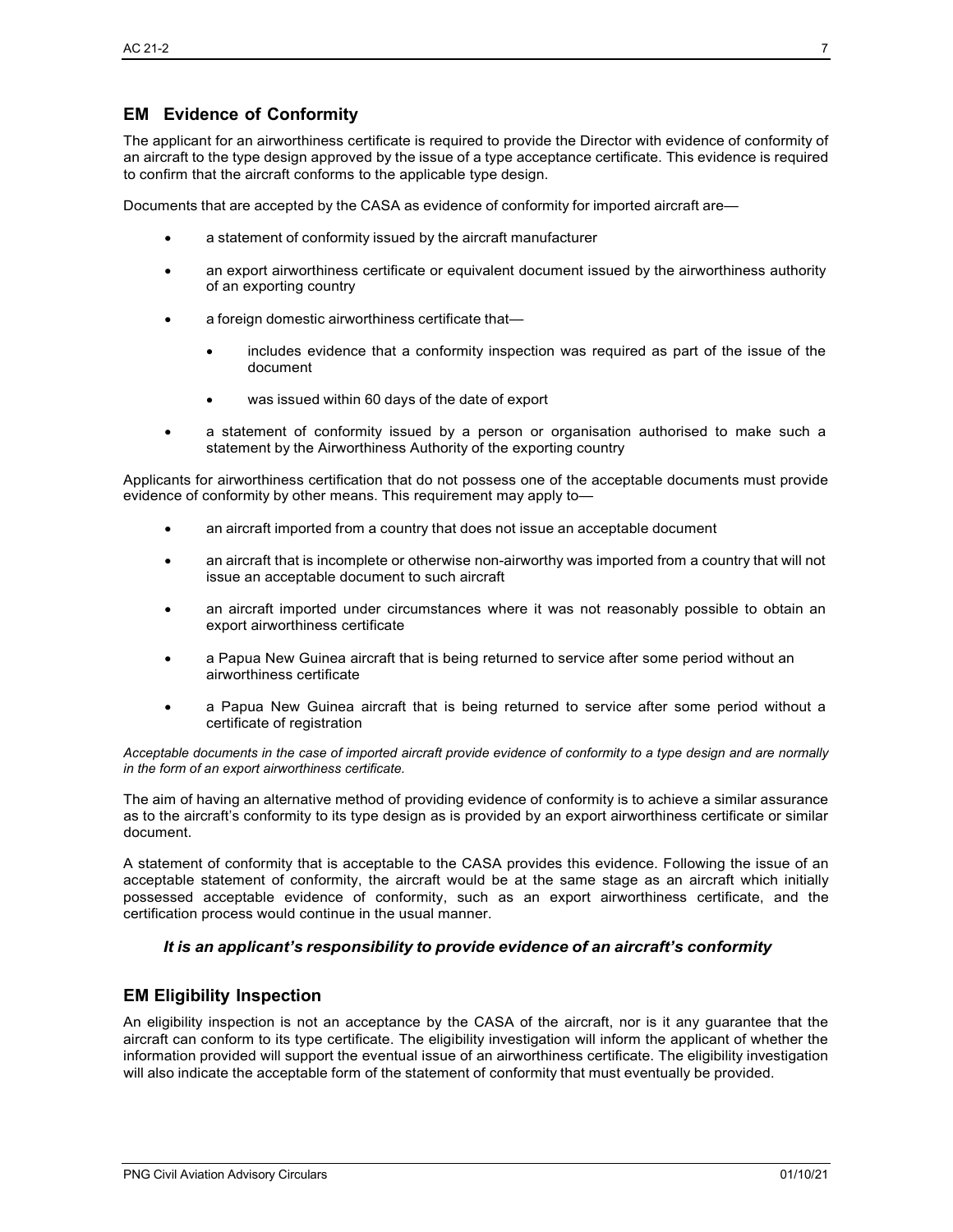## EM Evidence of Conformity

The applicant for an airworthiness certificate is required to provide the Director with evidence of conformity of an aircraft to the type design approved by the issue of a type acceptance certificate. This evidence is required to confirm that the aircraft conforms to the applicable type design.

Documents that are accepted by the CASA as evidence of conformity for imported aircraft are—

- a statement of conformity issued by the aircraft manufacturer
- an export airworthiness certificate or equivalent document issued by the airworthiness authority of an exporting country
- a foreign domestic airworthiness certificate that—
  - includes evidence that a conformity inspection was required as part of the issue of the document
  - was issued within 60 days of the date of export
- a statement of conformity issued by a person or organisation authorised to make such a statement by the Airworthiness Authority of the exporting country

Applicants for airworthiness certification that do not possess one of the acceptable documents must provide evidence of conformity by other means. This requirement may apply to—

- an aircraft imported from a country that does not issue an acceptable document
- an aircraft that is incomplete or otherwise non-airworthy was imported from a country that will not issue an acceptable document to such aircraft
- an aircraft imported under circumstances where it was not reasonably possible to obtain an export airworthiness certificate
- a Papua New Guinea aircraft that is being returned to service after some period without an airworthiness certificate
- a Papua New Guinea aircraft that is being returned to service after some period without a certificate of registration

*Acceptable documents in the case of imported aircraft provide evidence of conformity to a type design and are normally in the form of an export airworthiness certificate.*

The aim of having an alternative method of providing evidence of conformity is to achieve a similar assurance as to the aircraft's conformity to its type design as is provided by an export airworthiness certificate or similar document.

A statement of conformity that is acceptable to the CASA provides this evidence. Following the issue of an acceptable statement of conformity, the aircraft would be at the same stage as an aircraft which initially possessed acceptable evidence of conformity, such as an export airworthiness certificate, and the certification process would continue in the usual manner.

***It is an applicant's responsibility to provide evidence of an aircraft's conformity***

## EM Eligibility Inspection

An eligibility inspection is not an acceptance by the CASA of the aircraft, nor is it any guarantee that the aircraft can conform to its type certificate. The eligibility investigation will inform the applicant of whether the information provided will support the eventual issue of an airworthiness certificate. The eligibility investigation will also indicate the acceptable form of the statement of conformity that must eventually be provided.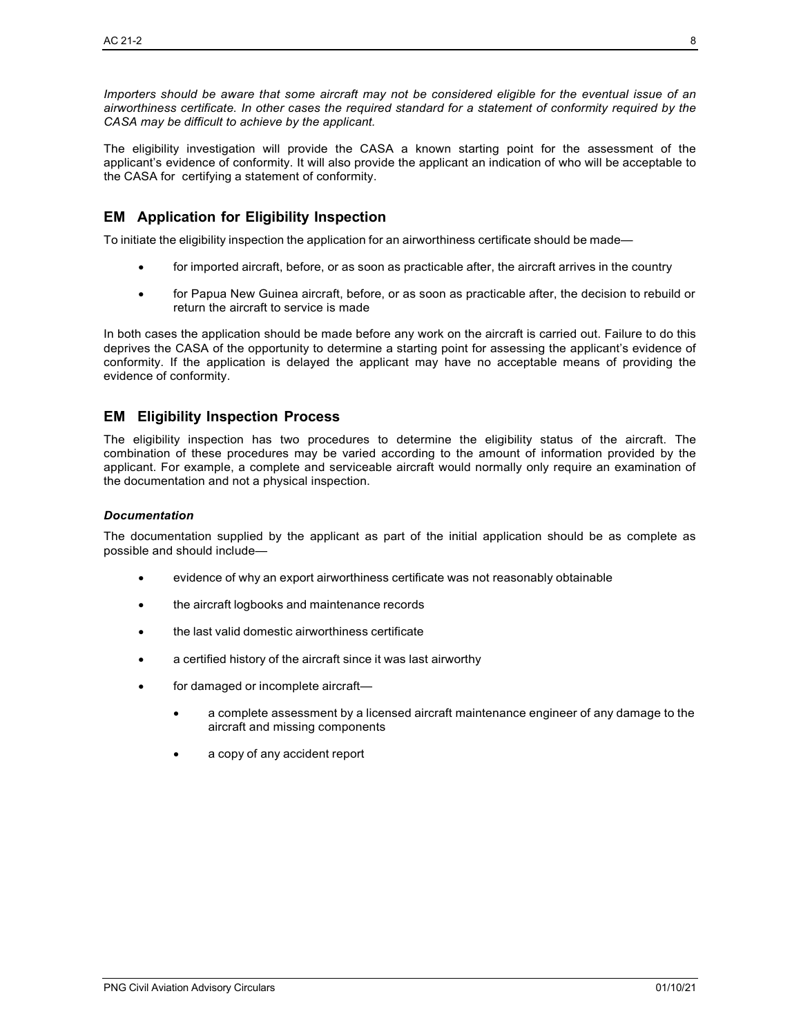*Importers should be aware that some aircraft may not be considered eligible for the eventual issue of an airworthiness certificate. In other cases the required standard for a statement of conformity required by the CASA may be difficult to achieve by the applicant.*

The eligibility investigation will provide the CASA a known starting point for the assessment of the applicant's evidence of conformity. It will also provide the applicant an indication of who will be acceptable to the CASA for certifying a statement of conformity.

## EM Application for Eligibility Inspection

To initiate the eligibility inspection the application for an airworthiness certificate should be made—

- for imported aircraft, before, or as soon as practicable after, the aircraft arrives in the country
- for Papua New Guinea aircraft, before, or as soon as practicable after, the decision to rebuild or return the aircraft to service is made

In both cases the application should be made before any work on the aircraft is carried out. Failure to do this deprives the CASA of the opportunity to determine a starting point for assessing the applicant's evidence of conformity. If the application is delayed the applicant may have no acceptable means of providing the evidence of conformity.

## EM Eligibility Inspection Process

The eligibility inspection has two procedures to determine the eligibility status of the aircraft. The combination of these procedures may be varied according to the amount of information provided by the applicant. For example, a complete and serviceable aircraft would normally only require an examination of the documentation and not a physical inspection.

#### *Documentation*

The documentation supplied by the applicant as part of the initial application should be as complete as possible and should include—

- evidence of why an export airworthiness certificate was not reasonably obtainable
- the aircraft logbooks and maintenance records
- the last valid domestic airworthiness certificate
- a certified history of the aircraft since it was last airworthy
- for damaged or incomplete aircraft—
  - a complete assessment by a licensed aircraft maintenance engineer of any damage to the aircraft and missing components
  - a copy of any accident report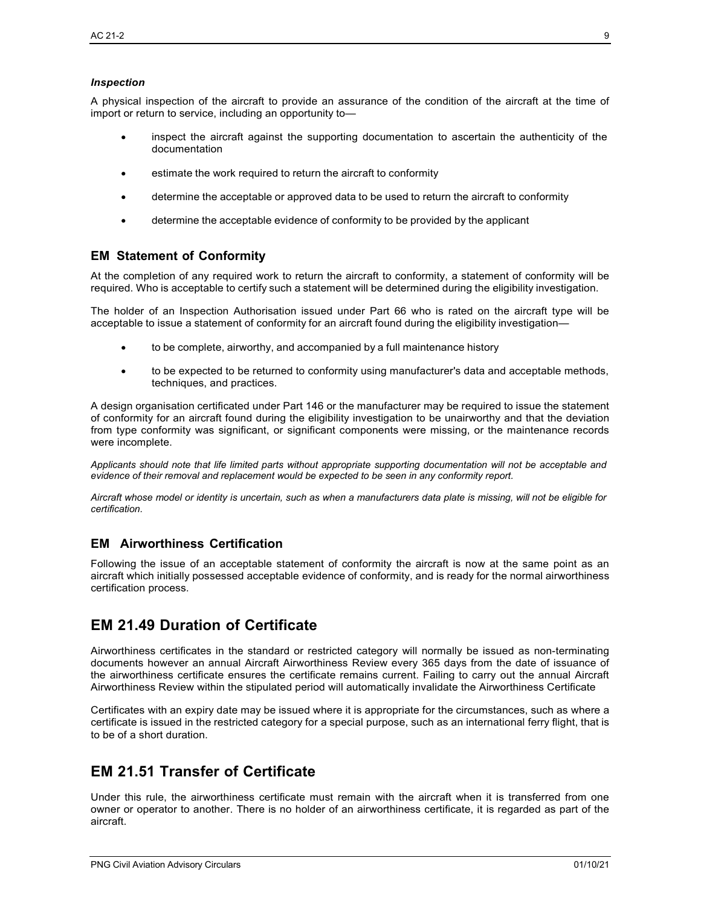### *Inspection*

A physical inspection of the aircraft to provide an assurance of the condition of the aircraft at the time of import or return to service, including an opportunity to—

- inspect the aircraft against the supporting documentation to ascertain the authenticity of the documentation
- estimate the work required to return the aircraft to conformity
- determine the acceptable or approved data to be used to return the aircraft to conformity
- determine the acceptable evidence of conformity to be provided by the applicant

### EM Statement of Conformity

At the completion of any required work to return the aircraft to conformity, a statement of conformity will be required. Who is acceptable to certify such a statement will be determined during the eligibility investigation.

The holder of an Inspection Authorisation issued under Part 66 who is rated on the aircraft type will be acceptable to issue a statement of conformity for an aircraft found during the eligibility investigation—

- to be complete, airworthy, and accompanied by a full maintenance history
- to be expected to be returned to conformity using manufacturer's data and acceptable methods, techniques, and practices.

A design organisation certificated under Part 146 or the manufacturer may be required to issue the statement of conformity for an aircraft found during the eligibility investigation to be unairworthy and that the deviation from type conformity was significant, or significant components were missing, or the maintenance records were incomplete.

*Applicants should note that life limited parts without appropriate supporting documentation will not be acceptable and evidence of their removal and replacement would be expected to be seen in any conformity report.*

*Aircraft whose model or identity is uncertain, such as when a manufacturers data plate is missing, will not be eligible for certification.*

### EM Airworthiness Certification

Following the issue of an acceptable statement of conformity the aircraft is now at the same point as an aircraft which initially possessed acceptable evidence of conformity, and is ready for the normal airworthiness certification process.

## EM 21.49 Duration of Certificate

Airworthiness certificates in the standard or restricted category will normally be issued as non-terminating documents however an annual Aircraft Airworthiness Review every 365 days from the date of issuance of the airworthiness certificate ensures the certificate remains current. Failing to carry out the annual Aircraft Airworthiness Review within the stipulated period will automatically invalidate the Airworthiness Certificate

Certificates with an expiry date may be issued where it is appropriate for the circumstances, such as where a certificate is issued in the restricted category for a special purpose, such as an international ferry flight, that is to be of a short duration.

## EM 21.51 Transfer of Certificate

Under this rule, the airworthiness certificate must remain with the aircraft when it is transferred from one owner or operator to another. There is no holder of an airworthiness certificate, it is regarded as part of the aircraft.